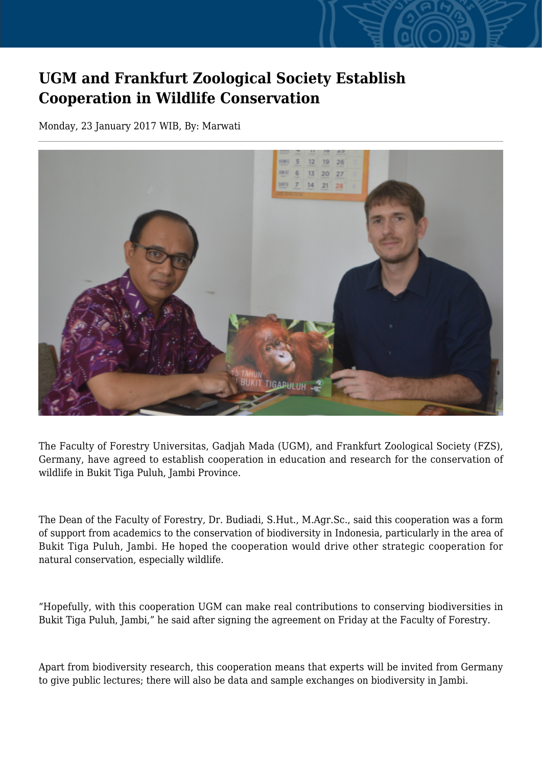# UGM and Frankfurt Zoological Society Establish Cooperation in Wildlife Conservation

Monday, 23 January 2017 WIB, By: Marwati

The Faculty of Forestry Universitas, Gadjah Mada (UGM), and Frankfurt Zoological Society (FZS), Germany, have agreed to establish cooperation in education and research for the conservation of wildlife in Bukit Tiga Puluh, Jambi Province.

The Dean of the Faculty of Forestry, Dr. Budiadi, S.Hut., M.Agr.Sc., said this cooperation was a form of support from academics to the conservation of biodiversity in Indonesia, particularly in the area of Bukit Tiga Puluh, Jambi. He hoped the cooperation would drive other strategic cooperation for natural conservation, especially wildlife.

"Hopefully, with this cooperation UGM can make real contributions to conserving biodiversities in Bukit Tiga Puluh, Jambi," he said after signing the agreement on Friday at the Faculty of Forestry.

Apart from biodiversity research, this cooperation means that experts will be invited from Germany to give public lectures; there will also be data and sample exchanges on biodiversity in Jambi.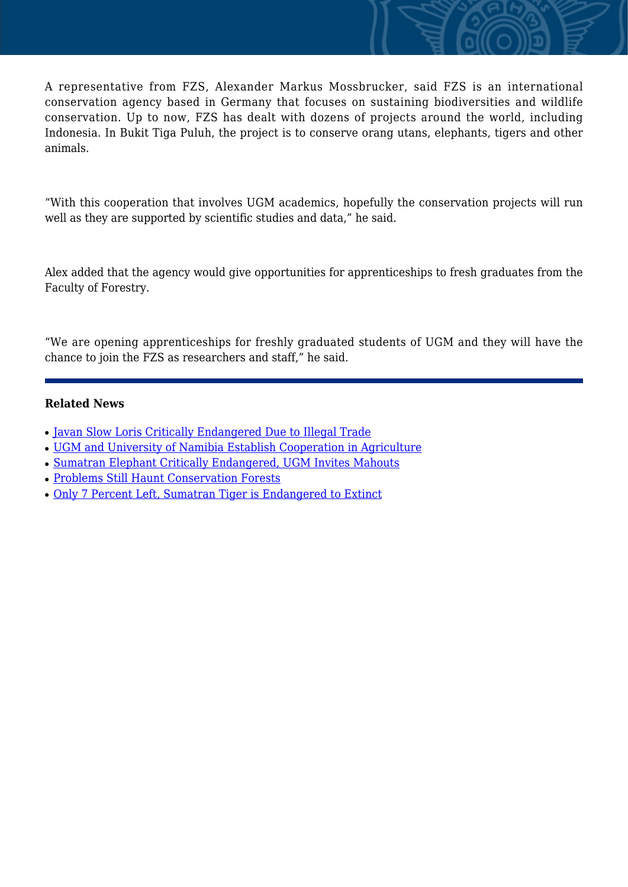A representative from FZS, Alexander Markus Mossbrucker, said FZS is an international conservation agency based in Germany that focuses on sustaining biodiversities and wildlife conservation. Up to now, FZS has dealt with dozens of projects around the world, including Indonesia. In Bukit Tiga Puluh, the project is to conserve orang utans, elephants, tigers and other animals.

"With this cooperation that involves UGM academics, hopefully the conservation projects will run well as they are supported by scientific studies and data," he said.

Alex added that the agency would give opportunities for apprenticeships to fresh graduates from the Faculty of Forestry.

"We are opening apprenticeships for freshly graduated students of UGM and they will have the chance to join the FZS as researchers and staff," he said.

---

**Related News**

- Javan Slow Loris Critically Endangered Due to Illegal Trade
- UGM and University of Namibia Establish Cooperation in Agriculture
- Sumatran Elephant Critically Endangered, UGM Invites Mahouts
- Problems Still Haunt Conservation Forests
- Only 7 Percent Left, Sumatran Tiger is Endangered to Extinct